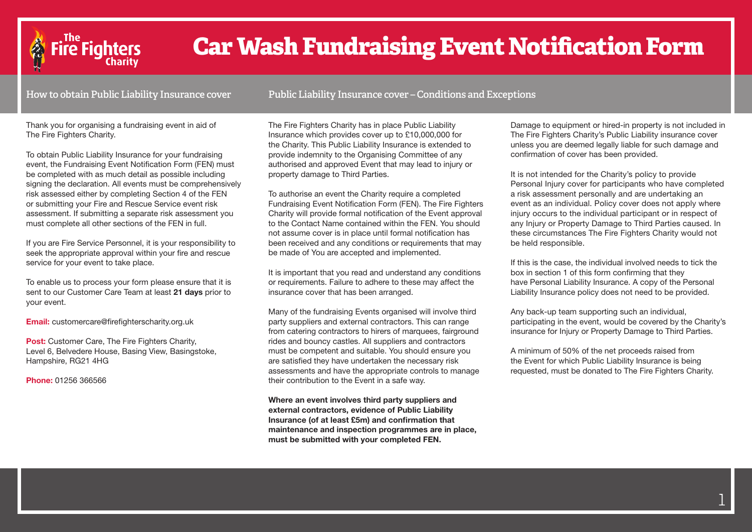# Car Wash Fundraising Event Notification Form

## How to obtain Public Liability Insurance cover

Thank you for organising a fundraising event in aid of The Fire Fighters Charity.

To obtain Public Liability Insurance for your fundraising event, the Fundraising Event Notification Form (FEN) must be completed with as much detail as possible including signing the declaration. All events must be comprehensively risk assessed either by completing Section 4 of the FEN or submitting your Fire and Rescue Service event risk assessment. If submitting a separate risk assessment you must complete all other sections of the FEN in full.

If you are Fire Service Personnel, it is your responsibility to seek the appropriate approval within your fire and rescue service for your event to take place.

To enable us to process your form please ensure that it is sent to our Customer Care Team at least **21 days** prior to your event.

**Email:** customercare@firefighterscharity.org.uk

**Post:** Customer Care, The Fire Fighters Charity, Level 6, Belvedere House, Basing View, Basingstoke, Hampshire, RG21 4HG

**Phone:** 01256 366566

## Public Liability Insurance cover – Conditions and Exceptions

The Fire Fighters Charity has in place Public Liability Insurance which provides cover up to £10,000,000 for the Charity. This Public Liability Insurance is extended to provide indemnity to the Organising Committee of any authorised and approved Event that may lead to injury or property damage to Third Parties.

To authorise an event the Charity require a completed Fundraising Event Notification Form (FEN). The Fire Fighters Charity will provide formal notification of the Event approval to the Contact Name contained within the FEN. You should not assume cover is in place until formal notification has been received and any conditions or requirements that may be made of You are accepted and implemented.

It is important that you read and understand any conditions or requirements. Failure to adhere to these may affect the insurance cover that has been arranged.

Many of the fundraising Events organised will involve third party suppliers and external contractors. This can range from catering contractors to hirers of marquees, fairground rides and bouncy castles. All suppliers and contractors must be competent and suitable. You should ensure you are satisfied they have undertaken the necessary risk assessments and have the appropriate controls to manage their contribution to the Event in a safe way.

**Where an event involves third party suppliers and external contractors, evidence of Public Liability Insurance (of at least £5m) and confirmation that maintenance and inspection programmes are in place, must be submitted with your completed FEN.**

Damage to equipment or hired-in property is not included in The Fire Fighters Charity's Public Liability insurance cover unless you are deemed legally liable for such damage and confirmation of cover has been provided.

It is not intended for the Charity's policy to provide Personal Injury cover for participants who have completed a risk assessment personally and are undertaking an event as an individual. Policy cover does not apply where injury occurs to the individual participant or in respect of any Injury or Property Damage to Third Parties caused. In these circumstances The Fire Fighters Charity would not be held responsible.

If this is the case, the individual involved needs to tick the box in section 1 of this form confirming that they have Personal Liability Insurance. A copy of the Personal Liability Insurance policy does not need to be provided.

Any back-up team supporting such an individual, participating in the event, would be covered by the Charity's insurance for Injury or Property Damage to Third Parties.

A minimum of 50% of the net proceeds raised from the Event for which Public Liability Insurance is being requested, must be donated to The Fire Fighters Charity.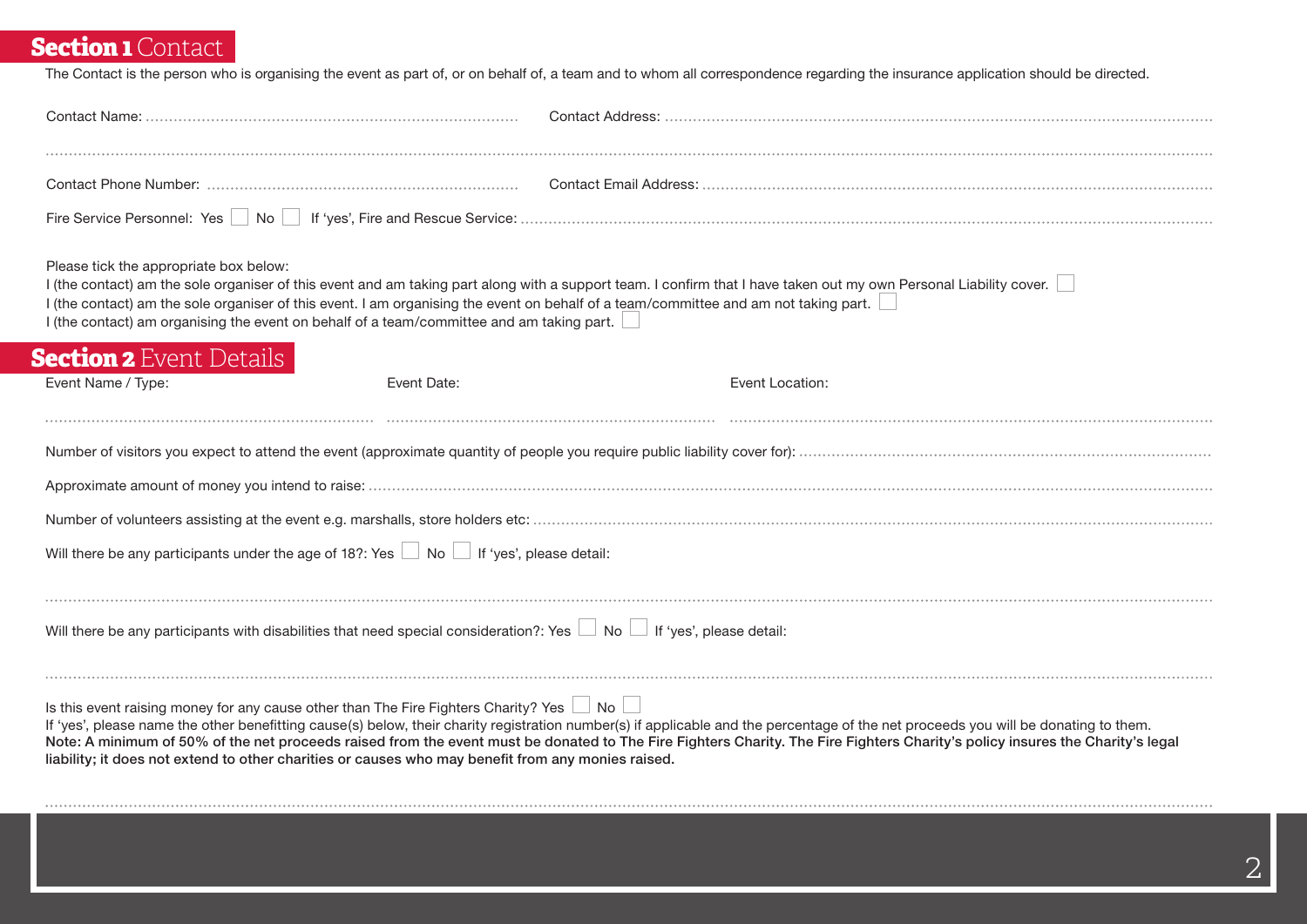## Section 1 Contact

The Contact is the person who is organising the event as part of, or on behalf of, a team and to whom all correspondence regarding the insurance application should be directed.

Contact Name: ............................................................................ Contact Address: ............................................................................

........................................................................................................................................................................................................

Contact Phone Number: ............................................................ Contact Email Address: ............................................................................

Fire Service Personnel: Yes ☐ No ☐ If 'yes', Fire and Rescue Service: ............................................................................

Please tick the appropriate box below:

I (the contact) am the sole organiser of this event and am taking part along with a support team. I confirm that I have taken out my own Personal Liability cover. ☐

I (the contact) am the sole organiser of this event. I am organising the event on behalf of a team/committee and am not taking part. ☐

I (the contact) am organising the event on behalf of a team/committee and am taking part. ☐

## Section 2 Event Details

Event Name / Type: .................................................... Event Date: .................................................... Event Location: ....................................................

Number of visitors you expect to attend the event (approximate quantity of people you require public liability cover for): ............................................................

Approximate amount of money you intend to raise: ............................................................................

Number of volunteers assisting at the event e.g. marshalls, store holders etc: ............................................................................

Will there be any participants under the age of 18?: Yes ☐ No ☐ If 'yes', please detail:

........................................................................................................................................................................................................

Will there be any participants with disabilities that need special consideration?: Yes ☐ No ☐ If 'yes', please detail:

........................................................................................................................................................................................................

Is this event raising money for any cause other than The Fire Fighters Charity? Yes ☐ No ☐

If 'yes', please name the other benefitting cause(s) below, their charity registration number(s) if applicable and the percentage of the net proceeds you will be donating to them.

**Note: A minimum of 50% of the net proceeds raised from the event must be donated to The Fire Fighters Charity. The Fire Fighters Charity's policy insures the Charity's legal liability; it does not extend to other charities or causes who may benefit from any monies raised.**

........................................................................................................................................................................................................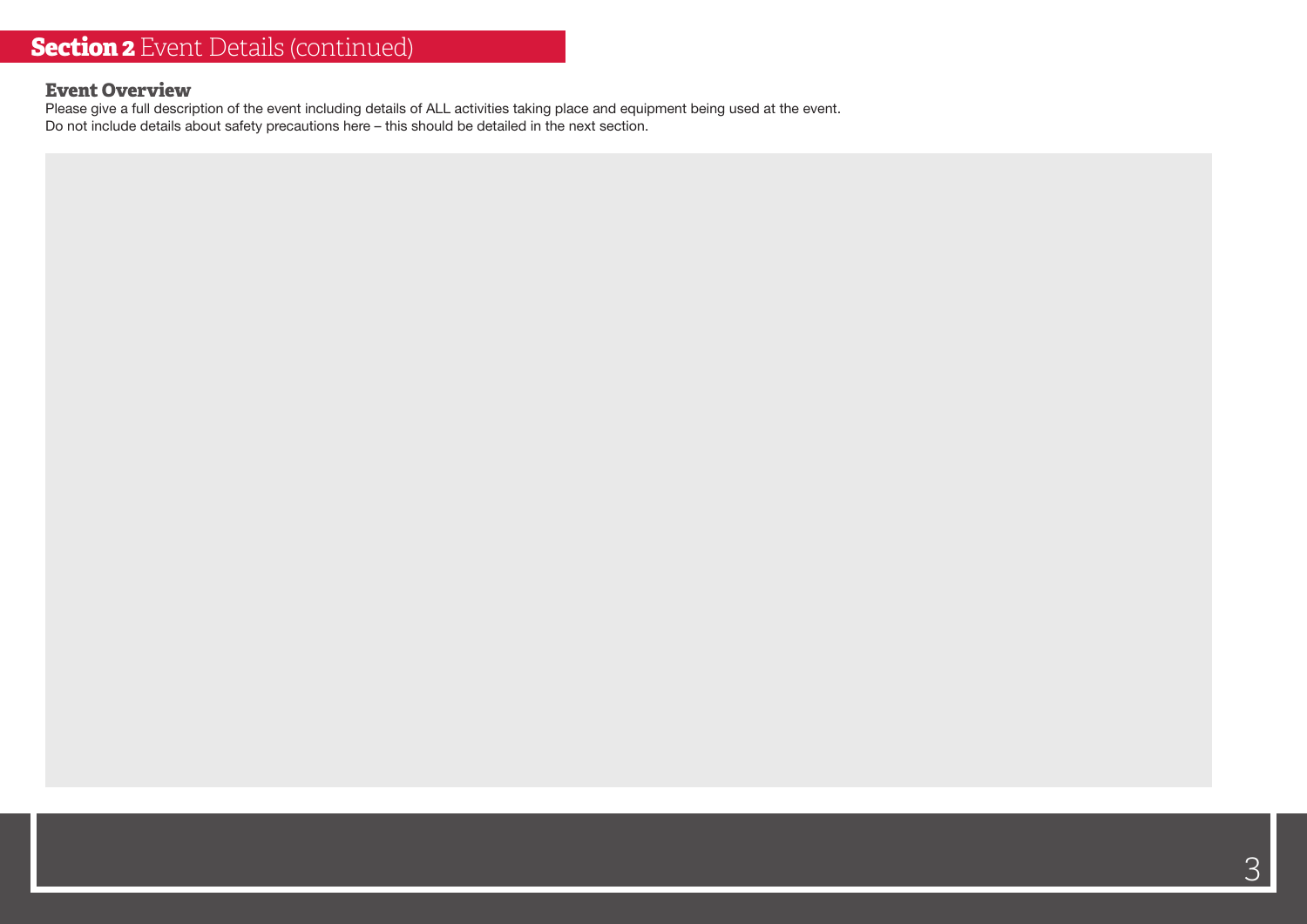## **Section 2** Event Details (continued)

### Event Overview

Please give a full description of the event including details of ALL activities taking place and equipment being used at the event.
Do not include details about safety precautions here – this should be detailed in the next section.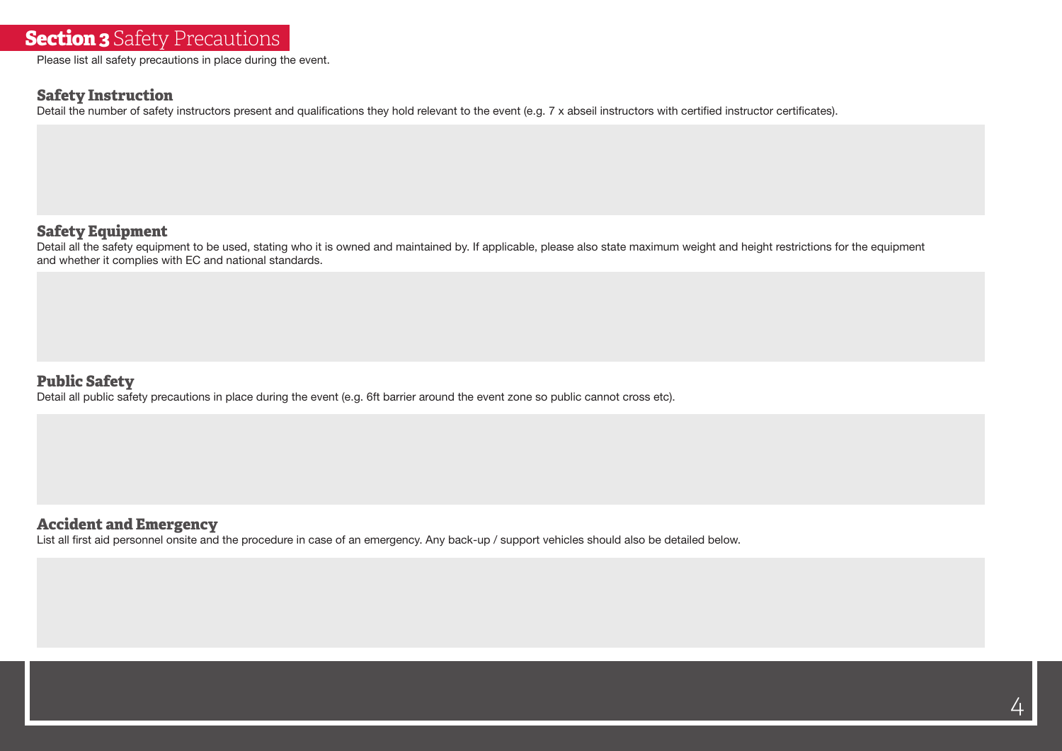# **Section 3** Safety Precautions

Please list all safety precautions in place during the event.

## Safety Instruction

Detail the number of safety instructors present and qualifications they hold relevant to the event (e.g. 7 x abseil instructors with certified instructor certificates).

## Safety Equipment

Detail all the safety equipment to be used, stating who it is owned and maintained by. If applicable, please also state maximum weight and height restrictions for the equipment and whether it complies with EC and national standards.

## Public Safety

Detail all public safety precautions in place during the event (e.g. 6ft barrier around the event zone so public cannot cross etc).

## Accident and Emergency

List all first aid personnel onsite and the procedure in case of an emergency. Any back-up / support vehicles should also be detailed below.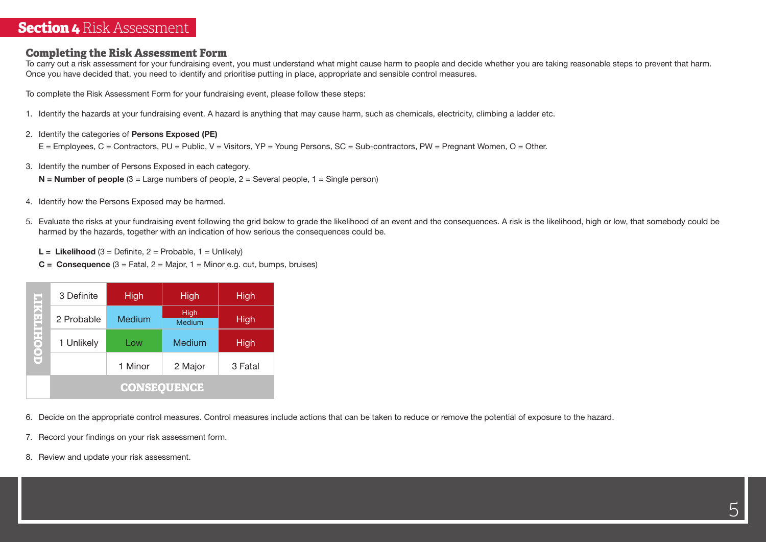# Section 4 Risk Assessment

## Completing the Risk Assessment Form

To carry out a risk assessment for your fundraising event, you must understand what might cause harm to people and decide whether you are taking reasonable steps to prevent that harm. Once you have decided that, you need to identify and prioritise putting in place, appropriate and sensible control measures.

To complete the Risk Assessment Form for your fundraising event, please follow these steps:

1. Identify the hazards at your fundraising event. A hazard is anything that may cause harm, such as chemicals, electricity, climbing a ladder etc.

2. Identify the categories of **Persons Exposed (PE)**
   E = Employees, C = Contractors, PU = Public, V = Visitors, YP = Young Persons, SC = Sub-contractors, PW = Pregnant Women, O = Other.

3. Identify the number of Persons Exposed in each category.
   **N = Number of people** (3 = Large numbers of people, 2 = Several people, 1 = Single person)

4. Identify how the Persons Exposed may be harmed.

5. Evaluate the risks at your fundraising event following the grid below to grade the likelihood of an event and the consequences. A risk is the likelihood, high or low, that somebody could be harmed by the hazards, together with an indication of how serious the consequences could be.

   **L = Likelihood** (3 = Definite, 2 = Probable, 1 = Unlikely)
   **C = Consequence** (3 = Fatal, 2 = Major, 1 = Minor e.g. cut, bumps, bruises)

| LIKELIHOOD | | | | |
|---|---|---|---|---|
| | 3 Definite | High | High | High |
| | 2 Probable | Medium | High / Medium | High |
| | 1 Unlikely | Low | Medium | High |
| | | 1 Minor | 2 Major | 3 Fatal |
| | CONSEQUENCE | | | |

6. Decide on the appropriate control measures. Control measures include actions that can be taken to reduce or remove the potential of exposure to the hazard.

7. Record your findings on your risk assessment form.

8. Review and update your risk assessment.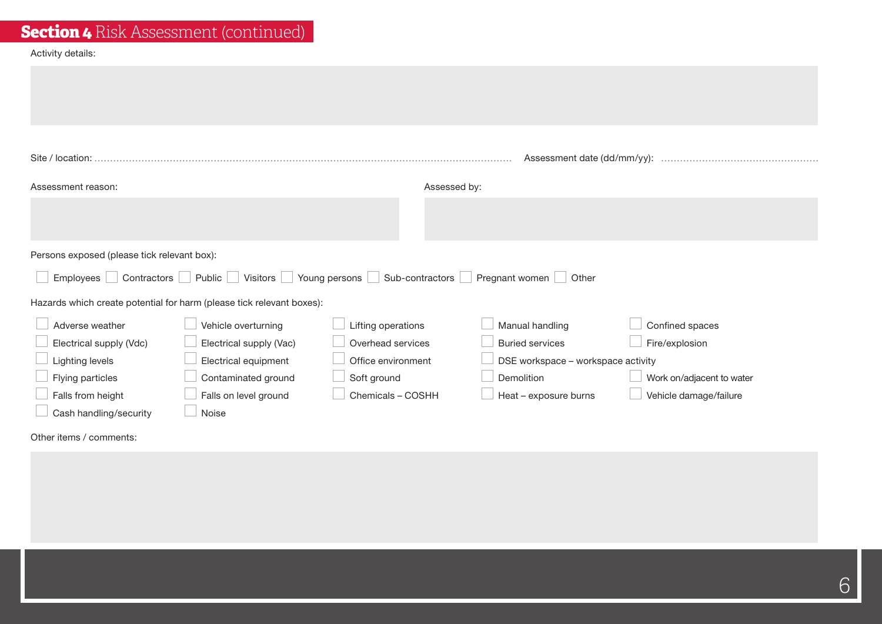## **Section 4** Risk Assessment (continued)

Activity details:

Site / location: ........................................................................................................................ Assessment date (dd/mm/yy): ..................................................

Assessment reason:

Assessed by:

Persons exposed (please tick relevant box):

☐ Employees ☐ Contractors ☐ Public ☐ Visitors ☐ Young persons ☐ Sub-contractors ☐ Pregnant women ☐ Other

Hazards which create potential for harm (please tick relevant boxes):

| | | | | |
|---|---|---|---|---|
| ☐ Adverse weather | ☐ Vehicle overturning | ☐ Lifting operations | ☐ Manual handling | ☐ Confined spaces |
| ☐ Electrical supply (Vdc) | ☐ Electrical supply (Vac) | ☐ Overhead services | ☐ Buried services | ☐ Fire/explosion |
| ☐ Lighting levels | ☐ Electrical equipment | ☐ Office environment | ☐ DSE workspace – workspace activity | |
| ☐ Flying particles | ☐ Contaminated ground | ☐ Soft ground | ☐ Demolition | ☐ Work on/adjacent to water |
| ☐ Falls from height | ☐ Falls on level ground | ☐ Chemicals – COSHH | ☐ Heat – exposure burns | ☐ Vehicle damage/failure |
| ☐ Cash handling/security | ☐ Noise | | | |

Other items / comments: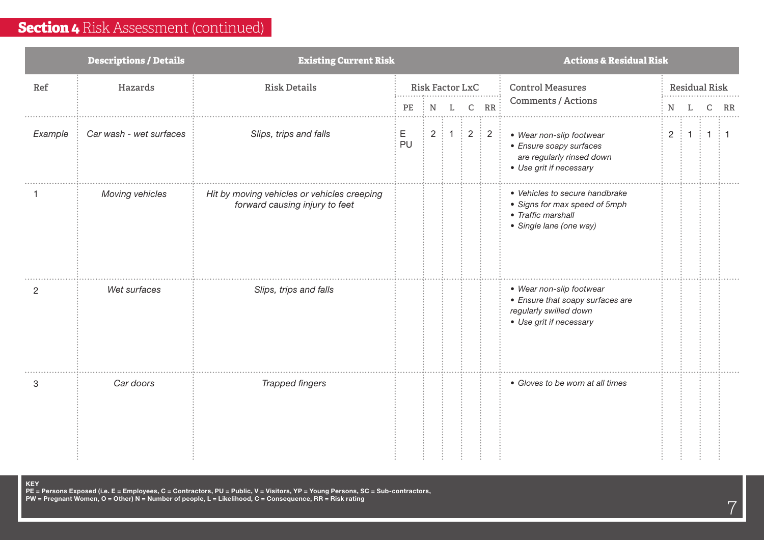## **Section 4** Risk Assessment (continued)

| Descriptions / Details | | Existing Current Risk | | | | | | Actions & Residual Risk | | | | |
|---|---|---|---|---|---|---|---|---|---|---|---|---|
| Ref | Hazards | Risk Details | Risk Factor LxC | | | | | Control Measures Comments / Actions | Residual Risk | | | |
| | | | PE | N | L | C | RR | | N | L | C | RR |
| *Example* | *Car wash - wet surfaces* | *Slips, trips and falls* | E PU | 2 | 1 | 2 | 2 | • *Wear non-slip footwear* • *Ensure soapy surfaces are regularly rinsed down* • *Use grit if necessary* | 2 | 1 | 1 | 1 |
| 1 | *Moving vehicles* | *Hit by moving vehicles or vehicles creeping forward causing injury to feet* | | | | | | • *Vehicles to secure handbrake* • *Signs for max speed of 5mph* • *Traffic marshall* • *Single lane (one way)* | | | | |
| 2 | *Wet surfaces* | *Slips, trips and falls* | | | | | | • *Wear non-slip footwear* • *Ensure that soapy surfaces are regularly swilled down* • *Use grit if necessary* | | | | |
| 3 | *Car doors* | *Trapped fingers* | | | | | | • *Gloves to be worn at all times* | | | | |

**KEY**
**PE = Persons Exposed (i.e. E = Employees, C = Contractors, PU = Public, V = Visitors, YP = Young Persons, SC = Sub-contractors, PW = Pregnant Women, O = Other) N = Number of people, L = Likelihood, C = Consequence, RR = Risk rating**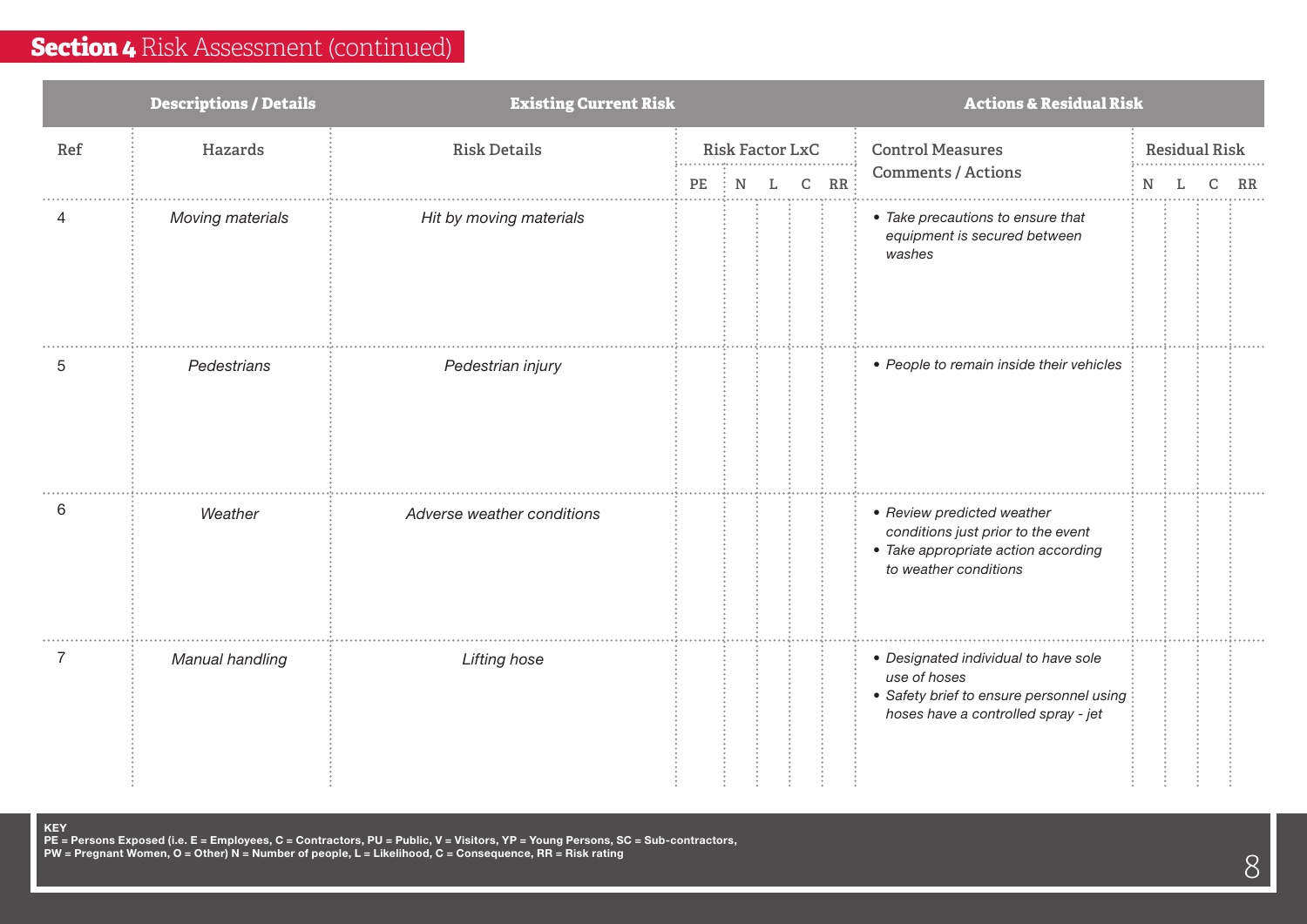## **Section 4** Risk Assessment (continued)

| Descriptions / Details | | Existing Current Risk | | | | | | Actions & Residual Risk | | | | |
|---|---|---|---|---|---|---|---|---|---|---|---|---|
| Ref | Hazards | Risk Details | Risk Factor LxC | | | | | Control Measures Comments / Actions | Residual Risk | | | |
| | | | PE | N | L | C | RR | | N | L | C | RR |
| 4 | *Moving materials* | *Hit by moving materials* | | | | | | • *Take precautions to ensure that equipment is secured between washes* | | | | |
| 5 | *Pedestrians* | *Pedestrian injury* | | | | | | • *People to remain inside their vehicles* | | | | |
| 6 | *Weather* | *Adverse weather conditions* | | | | | | • *Review predicted weather conditions just prior to the event* • *Take appropriate action according to weather conditions* | | | | |
| 7 | *Manual handling* | *Lifting hose* | | | | | | • *Designated individual to have sole use of hoses* • *Safety brief to ensure personnel using hoses have a controlled spray - jet* | | | | |

**KEY**
**PE = Persons Exposed (i.e. E = Employees, C = Contractors, PU = Public, V = Visitors, YP = Young Persons, SC = Sub-contractors, PW = Pregnant Women, O = Other) N = Number of people, L = Likelihood, C = Consequence, RR = Risk rating**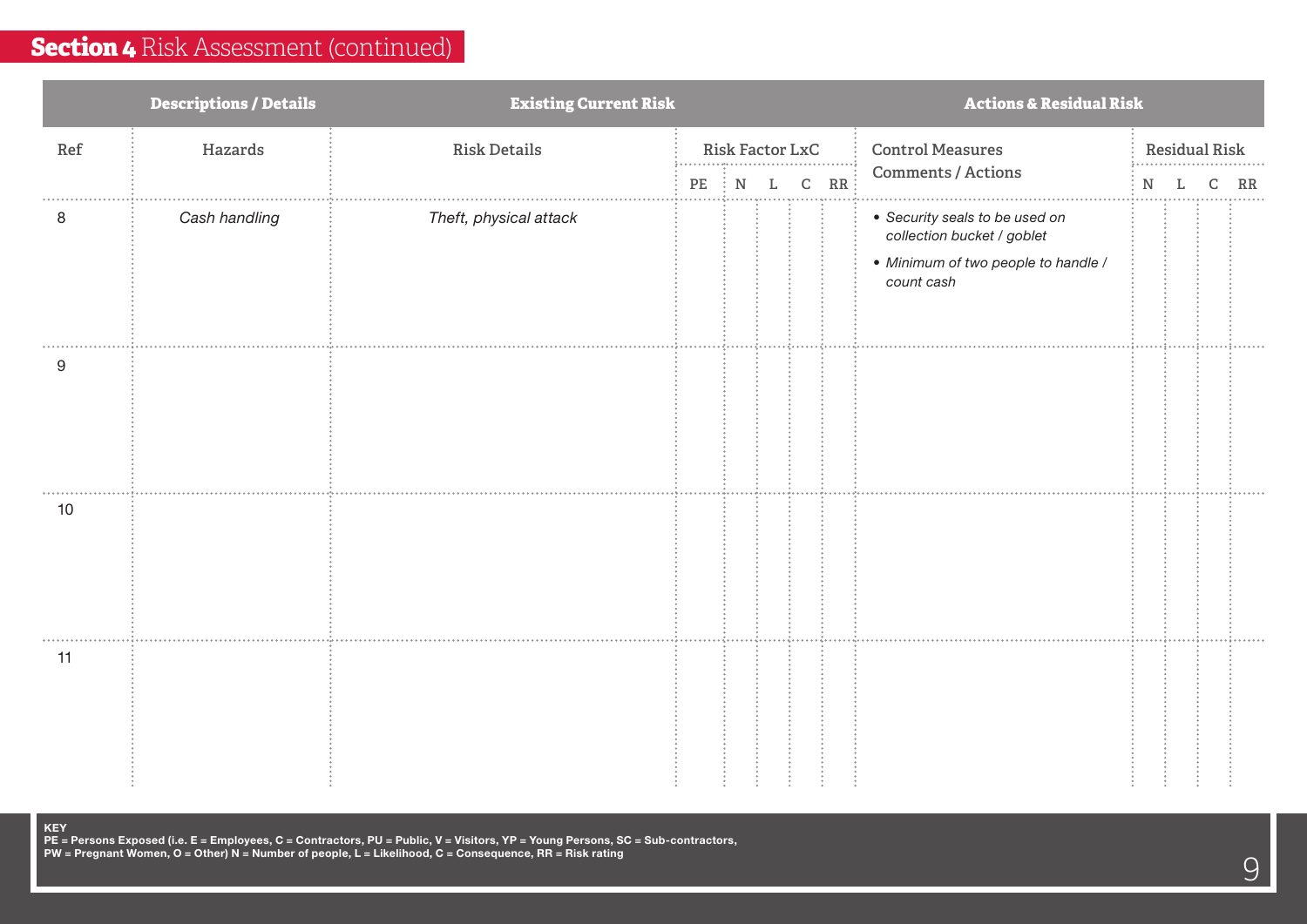## **Section 4** Risk Assessment (continued)

| Descriptions / Details | | Existing Current Risk | | | | | | Actions & Residual Risk | | | | |
|---|---|---|---|---|---|---|---|---|---|---|---|---|
| Ref | Hazards | Risk Details | Risk Factor LxC | | | | | Control Measures Comments / Actions | Residual Risk | | | |
| | | | PE | N | L | C | RR | | N | L | C | RR |
| 8 | *Cash handling* | *Theft, physical attack* | | | | | | • *Security seals to be used on collection bucket / goblet*<br>• *Minimum of two people to handle / count cash* | | | | |
| 9 | | | | | | | | | | | | |
| 10 | | | | | | | | | | | | |
| 11 | | | | | | | | | | | | |

**KEY**
**PE = Persons Exposed (i.e. E = Employees, C = Contractors, PU = Public, V = Visitors, YP = Young Persons, SC = Sub-contractors, PW = Pregnant Women, O = Other) N = Number of people, L = Likelihood, C = Consequence, RR = Risk rating**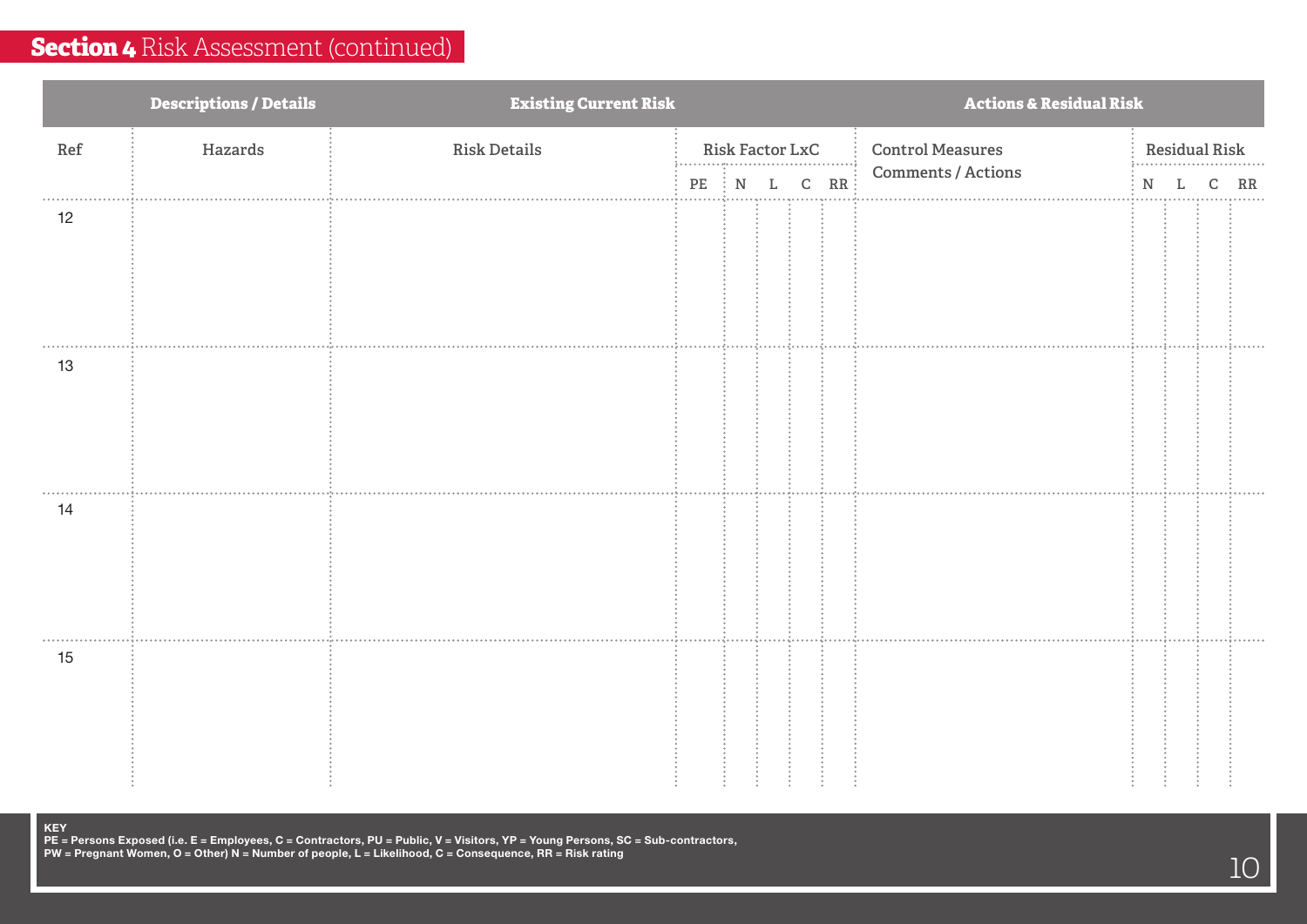## Section 4 Risk Assessment (continued)

| Descriptions / Details | | Existing Current Risk | | | | | | Actions & Residual Risk | | | | |
|---|---|---|---|---|---|---|---|---|---|---|---|---|
| Ref | Hazards | Risk Details | Risk Factor LxC | | | | | Control Measures Comments / Actions | Residual Risk | | | |
| | | | PE | N | L | C | RR | | N | L | C | RR |
| 12 | | | | | | | | | | | | |
| 13 | | | | | | | | | | | | |
| 14 | | | | | | | | | | | | |
| 15 | | | | | | | | | | | | |

**KEY**
**PE = Persons Exposed (i.e. E = Employees, C = Contractors, PU = Public, V = Visitors, YP = Young Persons, SC = Sub-contractors, PW = Pregnant Women, O = Other) N = Number of people, L = Likelihood, C = Consequence, RR = Risk rating**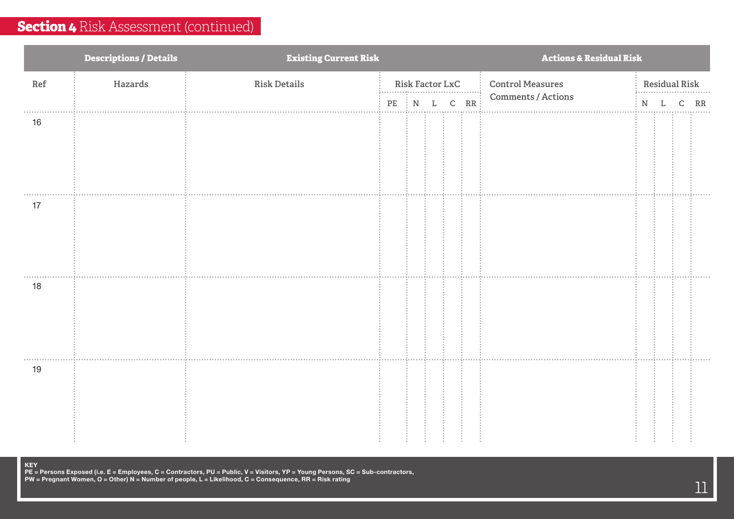## **Section 4** Risk Assessment (continued)

| Descriptions / Details | | Existing Current Risk | | | | | | Actions & Residual Risk | | | | |
|---|---|---|---|---|---|---|---|---|---|---|---|---|
| Ref | Hazards | Risk Details | Risk Factor LxC | | | | | Control Measures Comments / Actions | Residual Risk | | | |
| | | | PE | N | L | C | RR | | N | L | C | RR |
| 16 | | | | | | | | | | | | |
| 17 | | | | | | | | | | | | |
| 18 | | | | | | | | | | | | |
| 19 | | | | | | | | | | | | |

**KEY**
**PE = Persons Exposed (i.e. E = Employees, C = Contractors, PU = Public, V = Visitors, YP = Young Persons, SC = Sub-contractors, PW = Pregnant Women, O = Other) N = Number of people, L = Likelihood, C = Consequence, RR = Risk rating**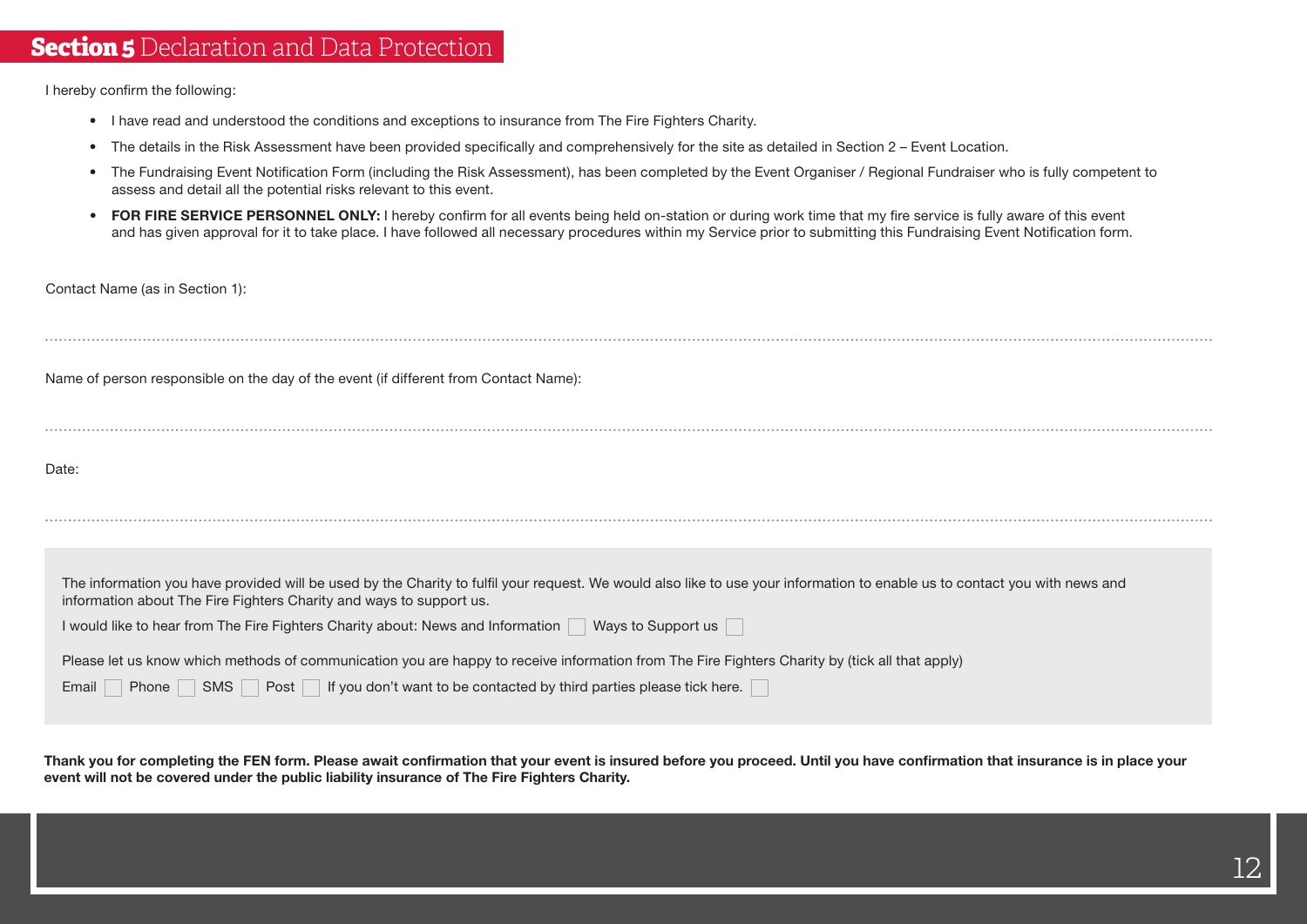# **Section 5** Declaration and Data Protection

I hereby confirm the following:

- I have read and understood the conditions and exceptions to insurance from The Fire Fighters Charity.
- The details in the Risk Assessment have been provided specifically and comprehensively for the site as detailed in Section 2 – Event Location.
- The Fundraising Event Notification Form (including the Risk Assessment), has been completed by the Event Organiser / Regional Fundraiser who is fully competent to assess and detail all the potential risks relevant to this event.
- **FOR FIRE SERVICE PERSONNEL ONLY:** I hereby confirm for all events being held on-station or during work time that my fire service is fully aware of this event and has given approval for it to take place. I have followed all necessary procedures within my Service prior to submitting this Fundraising Event Notification form.

Contact Name (as in Section 1):

..............................................................................................................................................

Name of person responsible on the day of the event (if different from Contact Name):

..............................................................................................................................................

Date:

..............................................................................................................................................

The information you have provided will be used by the Charity to fulfil your request. We would also like to use your information to enable us to contact you with news and information about The Fire Fighters Charity and ways to support us.

I would like to hear from The Fire Fighters Charity about: News and Information ☐ Ways to Support us ☐

Please let us know which methods of communication you are happy to receive information from The Fire Fighters Charity by (tick all that apply)

Email ☐ Phone ☐ SMS ☐ Post ☐ If you don't want to be contacted by third parties please tick here. ☐

**Thank you for completing the FEN form. Please await confirmation that your event is insured before you proceed. Until you have confirmation that insurance is in place your event will not be covered under the public liability insurance of The Fire Fighters Charity.**